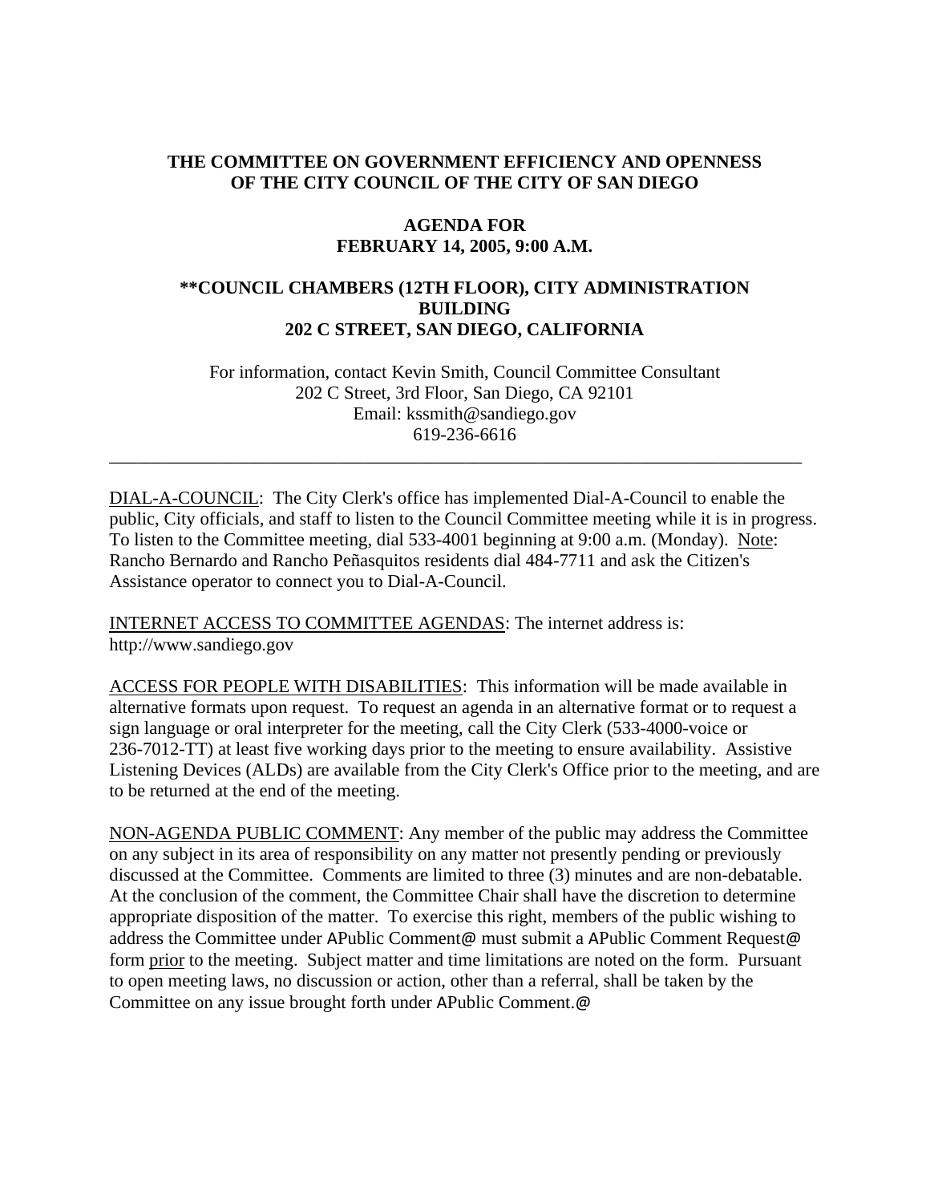**THE COMMITTEE ON GOVERNMENT EFFICIENCY AND OPENNESS OF THE CITY COUNCIL OF THE CITY OF SAN DIEGO**

**AGENDA FOR FEBRUARY 14, 2005, 9:00 A.M.**

****COUNCIL CHAMBERS (12TH FLOOR), CITY ADMINISTRATION BUILDING 202 C STREET, SAN DIEGO, CALIFORNIA**

For information, contact Kevin Smith, Council Committee Consultant
202 C Street, 3rd Floor, San Diego, CA 92101
Email: kssmith@sandiego.gov
619-236-6616

---

DIAL-A-COUNCIL: The City Clerk's office has implemented Dial-A-Council to enable the public, City officials, and staff to listen to the Council Committee meeting while it is in progress. To listen to the Committee meeting, dial 533-4001 beginning at 9:00 a.m. (Monday). Note: Rancho Bernardo and Rancho Peñasquitos residents dial 484-7711 and ask the Citizen's Assistance operator to connect you to Dial-A-Council.

INTERNET ACCESS TO COMMITTEE AGENDAS: The internet address is: http://www.sandiego.gov

ACCESS FOR PEOPLE WITH DISABILITIES: This information will be made available in alternative formats upon request. To request an agenda in an alternative format or to request a sign language or oral interpreter for the meeting, call the City Clerk (533-4000-voice or 236-7012-TT) at least five working days prior to the meeting to ensure availability. Assistive Listening Devices (ALDs) are available from the City Clerk's Office prior to the meeting, and are to be returned at the end of the meeting.

NON-AGENDA PUBLIC COMMENT: Any member of the public may address the Committee on any subject in its area of responsibility on any matter not presently pending or previously discussed at the Committee. Comments are limited to three (3) minutes and are non-debatable. At the conclusion of the comment, the Committee Chair shall have the discretion to determine appropriate disposition of the matter. To exercise this right, members of the public wishing to address the Committee under APublic Comment@ must submit a APublic Comment Request@ form prior to the meeting. Subject matter and time limitations are noted on the form. Pursuant to open meeting laws, no discussion or action, other than a referral, shall be taken by the Committee on any issue brought forth under APublic Comment.@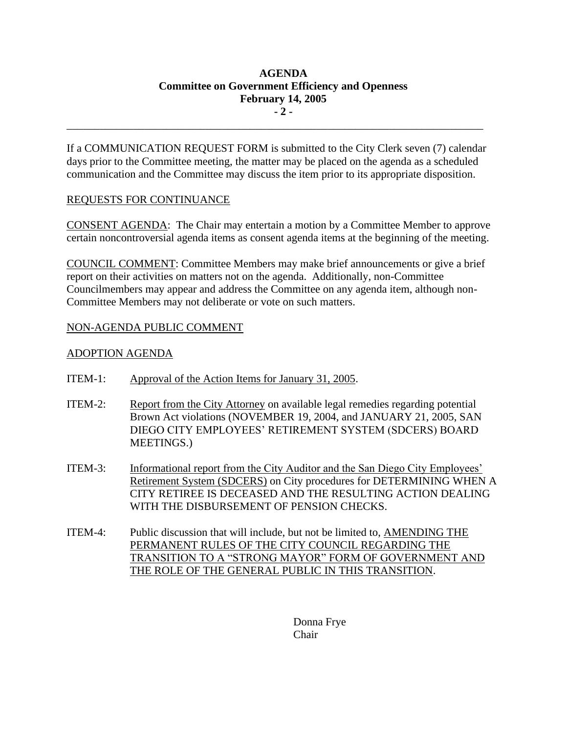If a COMMUNICATION REQUEST FORM is submitted to the City Clerk seven (7) calendar days prior to the Committee meeting, the matter may be placed on the agenda as a scheduled communication and the Committee may discuss the item prior to its appropriate disposition.

REQUESTS FOR CONTINUANCE

CONSENT AGENDA: The Chair may entertain a motion by a Committee Member to approve certain noncontroversial agenda items as consent agenda items at the beginning of the meeting.

COUNCIL COMMENT: Committee Members may make brief announcements or give a brief report on their activities on matters not on the agenda. Additionally, non-Committee Councilmembers may appear and address the Committee on any agenda item, although non-Committee Members may not deliberate or vote on such matters.

NON-AGENDA PUBLIC COMMENT

ADOPTION AGENDA

ITEM-1: Approval of the Action Items for January 31, 2005.

ITEM-2: Report from the City Attorney on available legal remedies regarding potential Brown Act violations (NOVEMBER 19, 2004, and JANUARY 21, 2005, SAN DIEGO CITY EMPLOYEES' RETIREMENT SYSTEM (SDCERS) BOARD MEETINGS.)

ITEM-3: Informational report from the City Auditor and the San Diego City Employees' Retirement System (SDCERS) on City procedures for DETERMINING WHEN A CITY RETIREE IS DECEASED AND THE RESULTING ACTION DEALING WITH THE DISBURSEMENT OF PENSION CHECKS.

ITEM-4: Public discussion that will include, but not be limited to, AMENDING THE PERMANENT RULES OF THE CITY COUNCIL REGARDING THE TRANSITION TO A "STRONG MAYOR" FORM OF GOVERNMENT AND THE ROLE OF THE GENERAL PUBLIC IN THIS TRANSITION.

Donna Frye
Chair